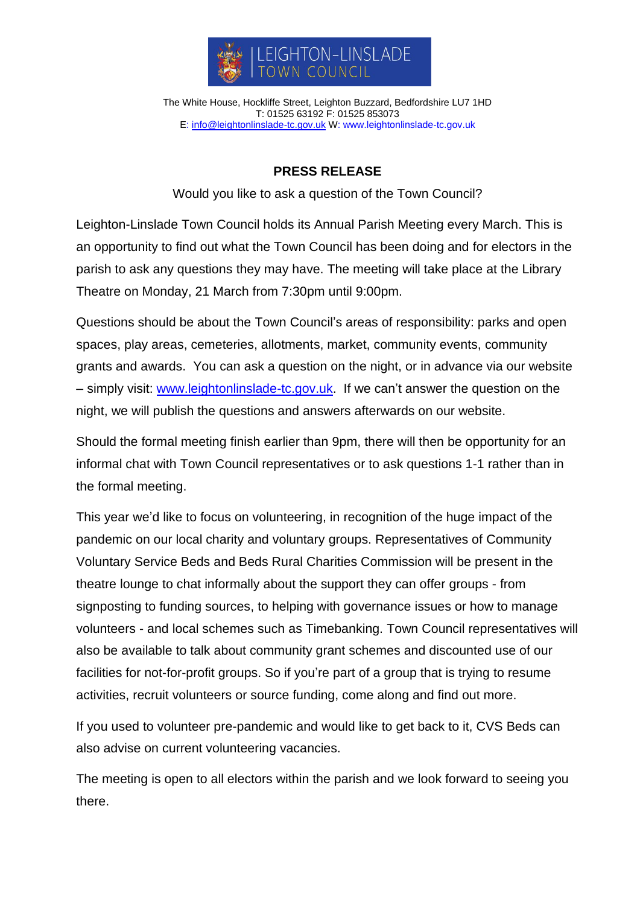LEIGHTON-LINSLADE TOWN COUNCIL

The White House, Hockliffe Street, Leighton Buzzard, Bedfordshire LU7 1HD
T: 01525 63192 F: 01525 853073
E: info@leightonlinslade-tc.gov.uk W: www.leightonlinslade-tc.gov.uk

# PRESS RELEASE

Would you like to ask a question of the Town Council?

Leighton-Linslade Town Council holds its Annual Parish Meeting every March. This is an opportunity to find out what the Town Council has been doing and for electors in the parish to ask any questions they may have. The meeting will take place at the Library Theatre on Monday, 21 March from 7:30pm until 9:00pm.

Questions should be about the Town Council's areas of responsibility: parks and open spaces, play areas, cemeteries, allotments, market, community events, community grants and awards. You can ask a question on the night, or in advance via our website – simply visit: www.leightonlinslade-tc.gov.uk. If we can't answer the question on the night, we will publish the questions and answers afterwards on our website.

Should the formal meeting finish earlier than 9pm, there will then be opportunity for an informal chat with Town Council representatives or to ask questions 1-1 rather than in the formal meeting.

This year we'd like to focus on volunteering, in recognition of the huge impact of the pandemic on our local charity and voluntary groups. Representatives of Community Voluntary Service Beds and Beds Rural Charities Commission will be present in the theatre lounge to chat informally about the support they can offer groups - from signposting to funding sources, to helping with governance issues or how to manage volunteers - and local schemes such as Timebanking. Town Council representatives will also be available to talk about community grant schemes and discounted use of our facilities for not-for-profit groups. So if you're part of a group that is trying to resume activities, recruit volunteers or source funding, come along and find out more.

If you used to volunteer pre-pandemic and would like to get back to it, CVS Beds can also advise on current volunteering vacancies.

The meeting is open to all electors within the parish and we look forward to seeing you there.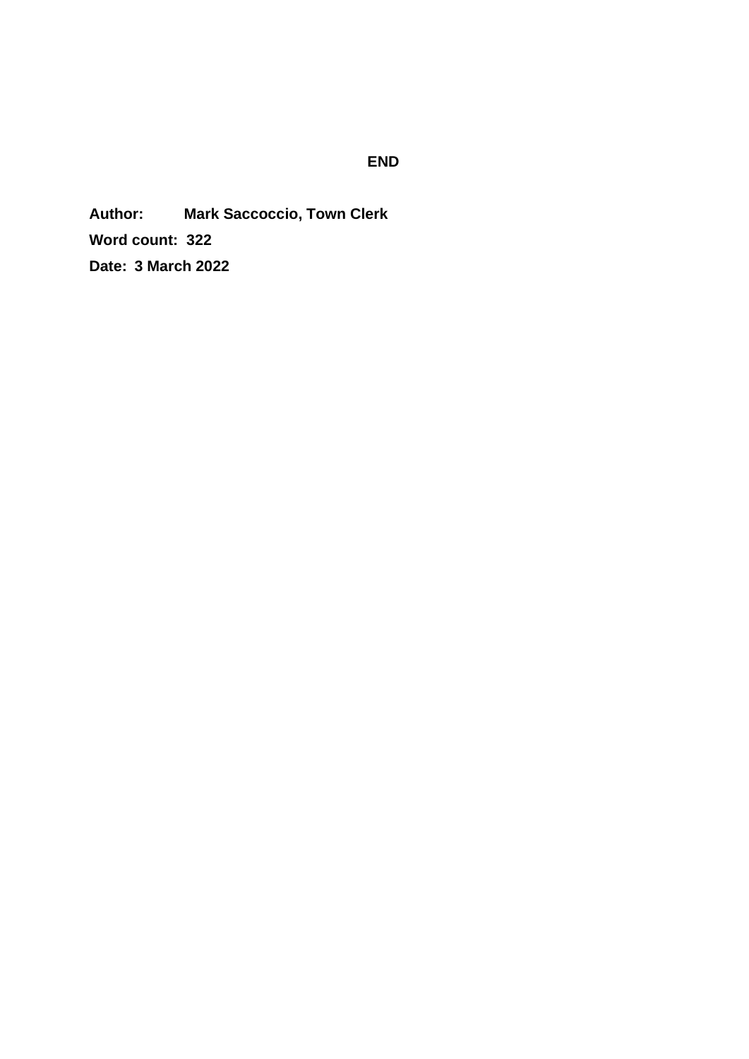**END**

**Author: Mark Saccoccio, Town Clerk**

**Word count: 322**

**Date: 3 March 2022**